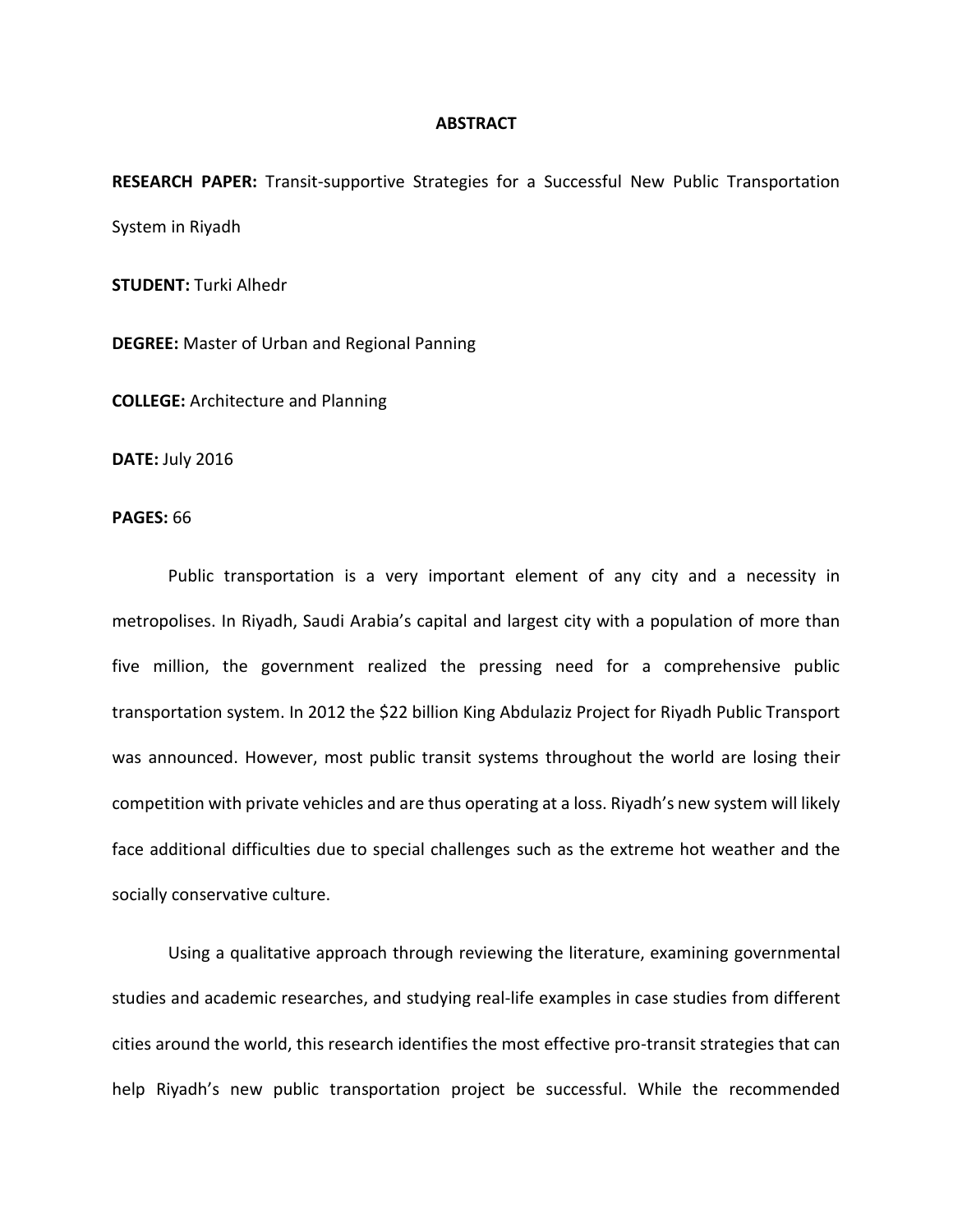# ABSTRACT

**RESEARCH PAPER:** Transit-supportive Strategies for a Successful New Public Transportation System in Riyadh

**STUDENT:** Turki Alhedr

**DEGREE:** Master of Urban and Regional Panning

**COLLEGE:** Architecture and Planning

**DATE:** July 2016

**PAGES:** 66

Public transportation is a very important element of any city and a necessity in metropolises. In Riyadh, Saudi Arabia's capital and largest city with a population of more than five million, the government realized the pressing need for a comprehensive public transportation system. In 2012 the $22 billion King Abdulaziz Project for Riyadh Public Transport was announced. However, most public transit systems throughout the world are losing their competition with private vehicles and are thus operating at a loss. Riyadh's new system will likely face additional difficulties due to special challenges such as the extreme hot weather and the socially conservative culture.

Using a qualitative approach through reviewing the literature, examining governmental studies and academic researches, and studying real-life examples in case studies from different cities around the world, this research identifies the most effective pro-transit strategies that can help Riyadh's new public transportation project be successful. While the recommended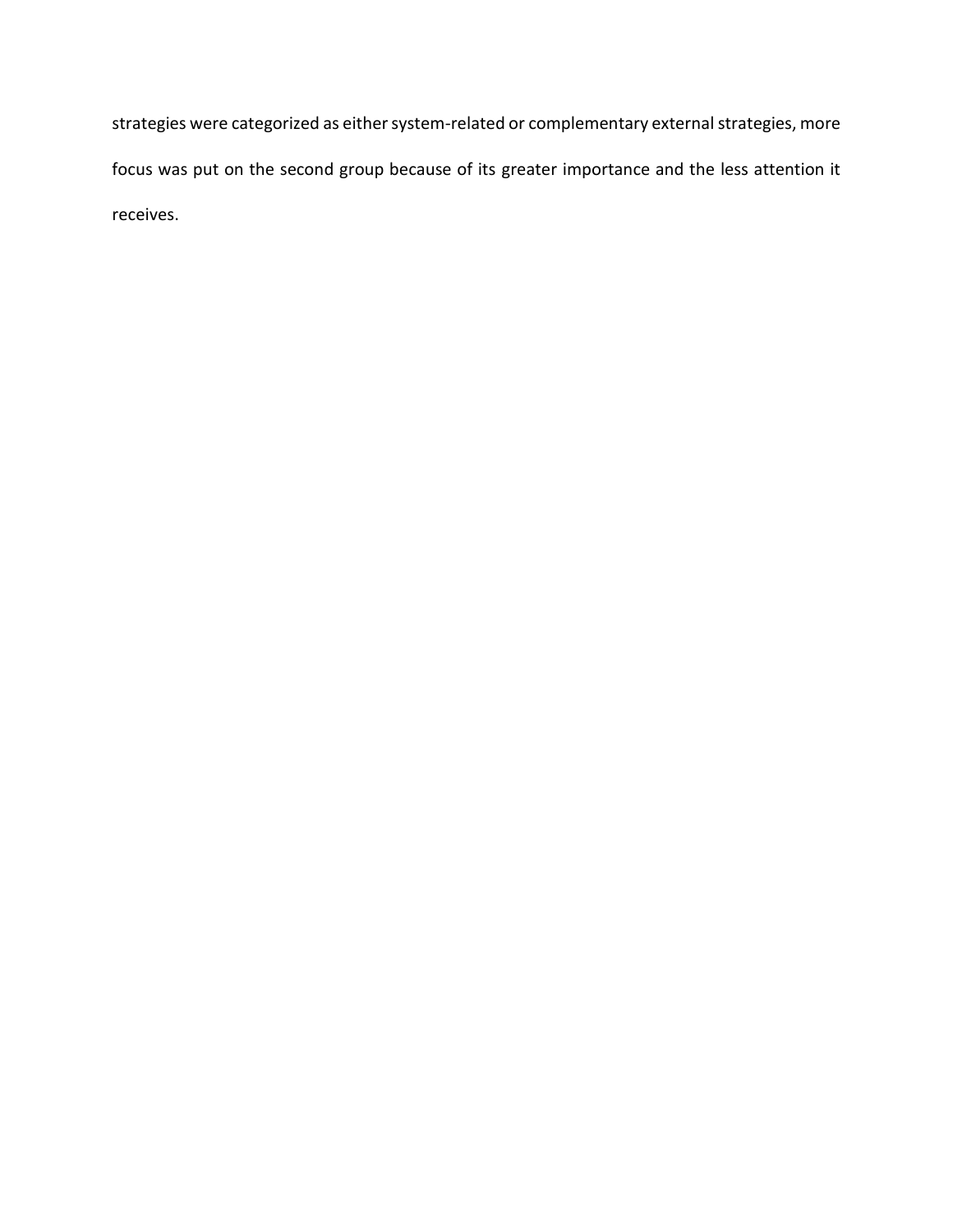strategies were categorized as either system-related or complementary external strategies, more focus was put on the second group because of its greater importance and the less attention it receives.